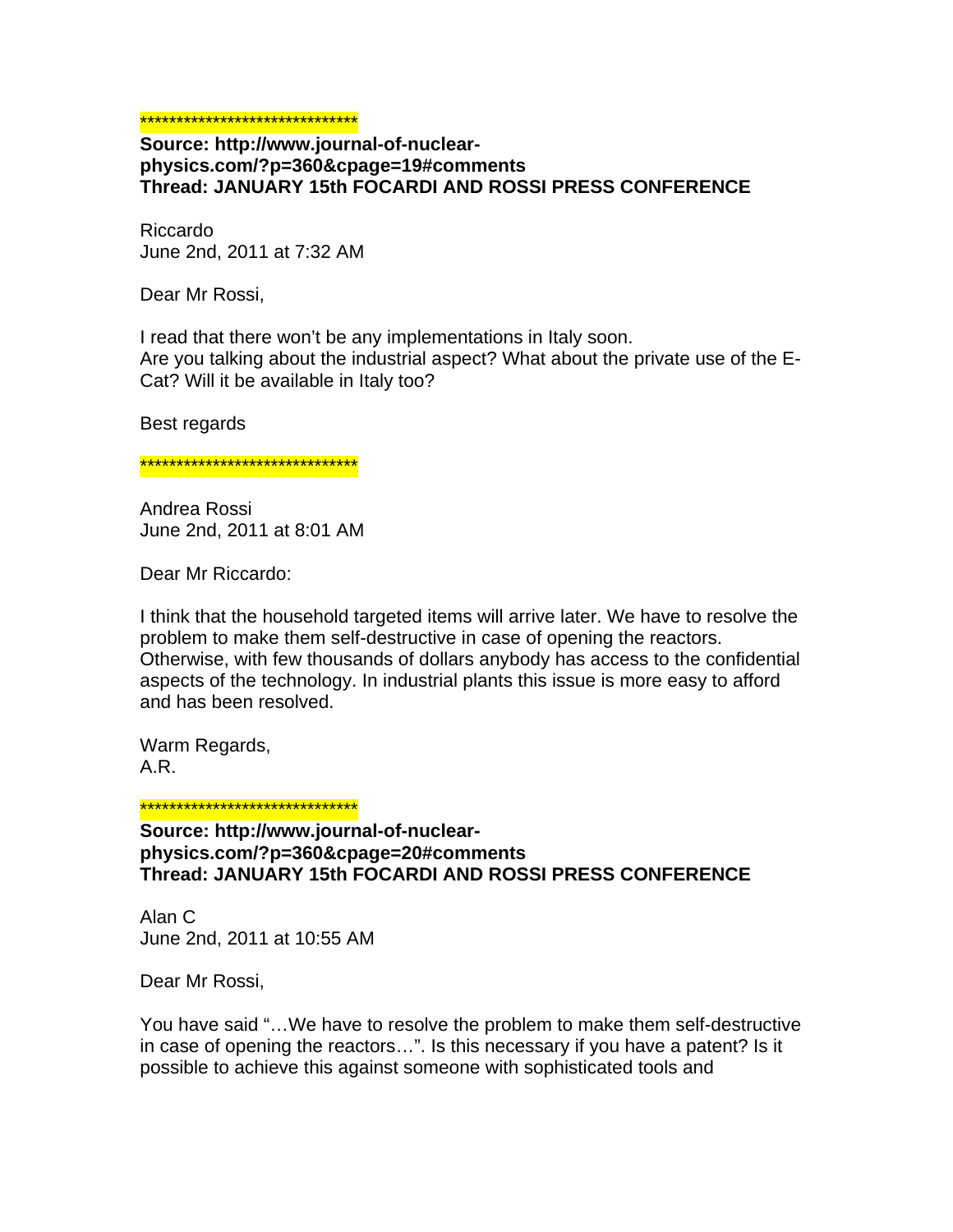******************************

**Source: http://www.journal-of-nuclear-physics.com/?p=360&cpage=19#comments**
**Thread: JANUARY 15th FOCARDI AND ROSSI PRESS CONFERENCE**

Riccardo
June 2nd, 2011 at 7:32 AM

Dear Mr Rossi,

I read that there won't be any implementations in Italy soon.
Are you talking about the industrial aspect? What about the private use of the E-Cat? Will it be available in Italy too?

Best regards

******************************

Andrea Rossi
June 2nd, 2011 at 8:01 AM

Dear Mr Riccardo:

I think that the household targeted items will arrive later. We have to resolve the problem to make them self-destructive in case of opening the reactors. Otherwise, with few thousands of dollars anybody has access to the confidential aspects of the technology. In industrial plants this issue is more easy to afford and has been resolved.

Warm Regards,
A.R.

******************************

**Source: http://www.journal-of-nuclear-physics.com/?p=360&cpage=20#comments**
**Thread: JANUARY 15th FOCARDI AND ROSSI PRESS CONFERENCE**

Alan C
June 2nd, 2011 at 10:55 AM

Dear Mr Rossi,

You have said "…We have to resolve the problem to make them self-destructive in case of opening the reactors…". Is this necessary if you have a patent? Is it possible to achieve this against someone with sophisticated tools and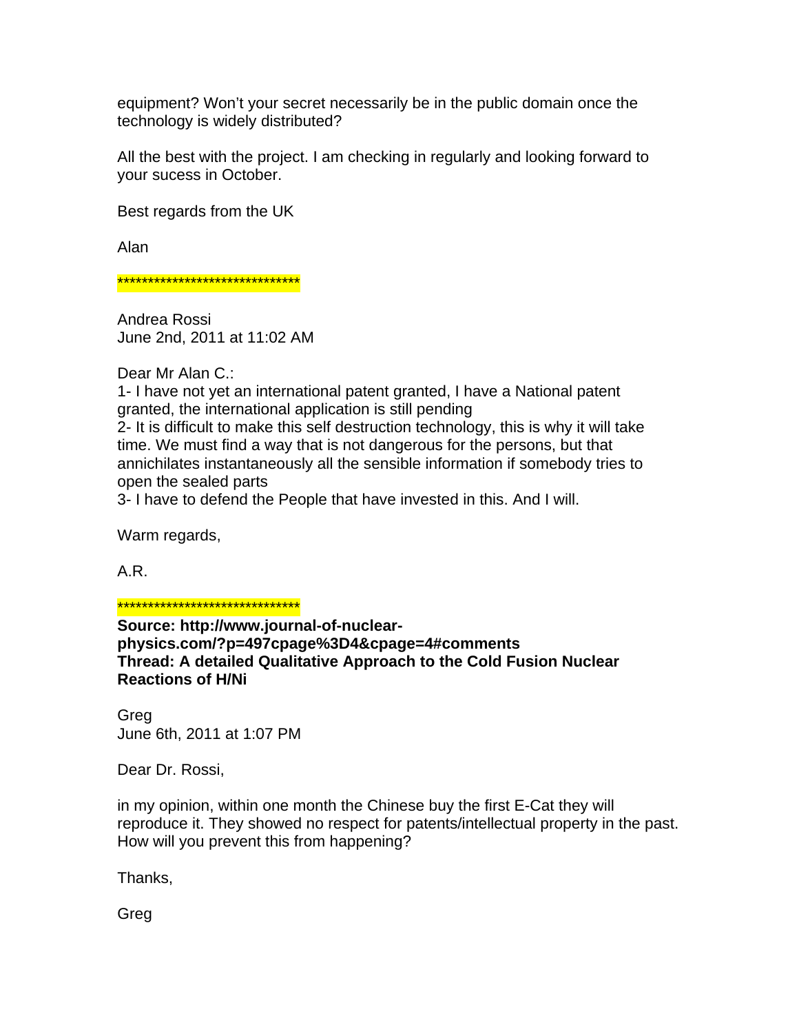equipment? Won't your secret necessarily be in the public domain once the technology is widely distributed?

All the best with the project. I am checking in regularly and looking forward to your sucess in October.

Best regards from the UK

Alan

******************************

Andrea Rossi
June 2nd, 2011 at 11:02 AM

Dear Mr Alan C.:
1- I have not yet an international patent granted, I have a National patent granted, the international application is still pending
2- It is difficult to make this self destruction technology, this is why it will take time. We must find a way that is not dangerous for the persons, but that annichilates instantaneously all the sensible information if somebody tries to open the sealed parts
3- I have to defend the People that have invested in this. And I will.

Warm regards,

A.R.

******************************

**Source: http://www.journal-of-nuclear-physics.com/?p=497cpage%3D4&cpage=4#comments**
**Thread: A detailed Qualitative Approach to the Cold Fusion Nuclear Reactions of H/Ni**

Greg
June 6th, 2011 at 1:07 PM

Dear Dr. Rossi,

in my opinion, within one month the Chinese buy the first E-Cat they will reproduce it. They showed no respect for patents/intellectual property in the past. How will you prevent this from happening?

Thanks,

Greg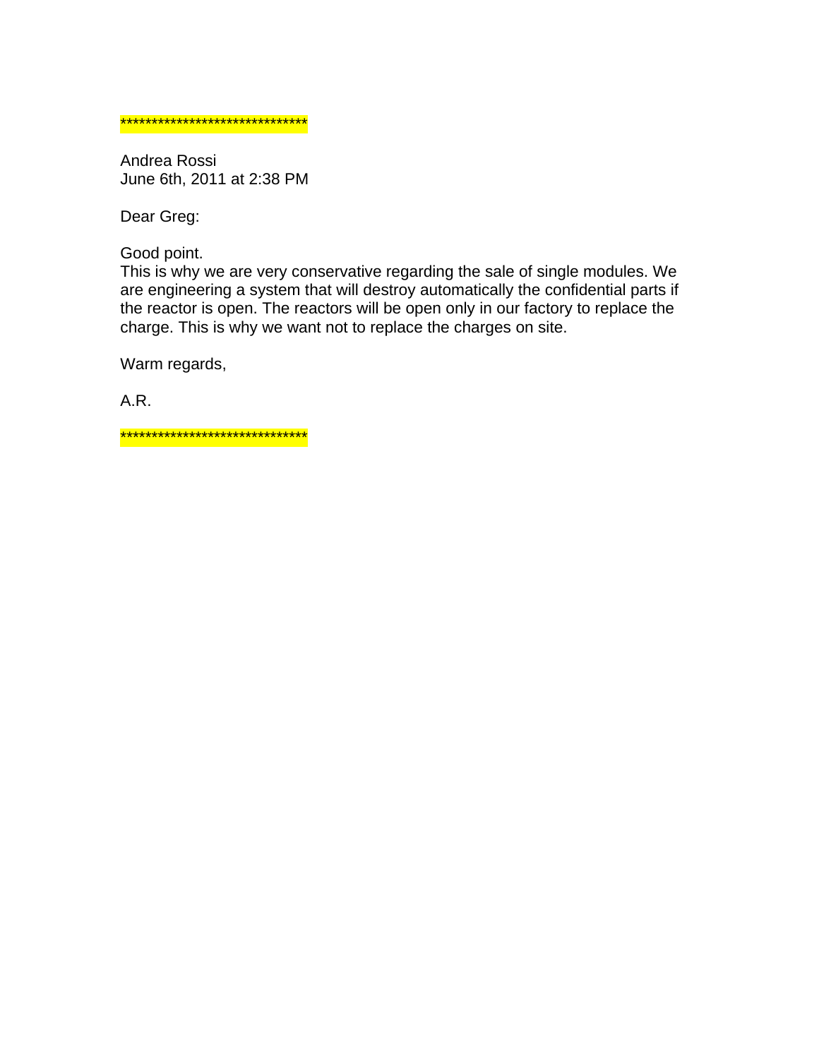******************************

Andrea Rossi
June 6th, 2011 at 2:38 PM

Dear Greg:

Good point.
This is why we are very conservative regarding the sale of single modules. We are engineering a system that will destroy automatically the confidential parts if the reactor is open. The reactors will be open only in our factory to replace the charge. This is why we want not to replace the charges on site.

Warm regards,

A.R.

******************************